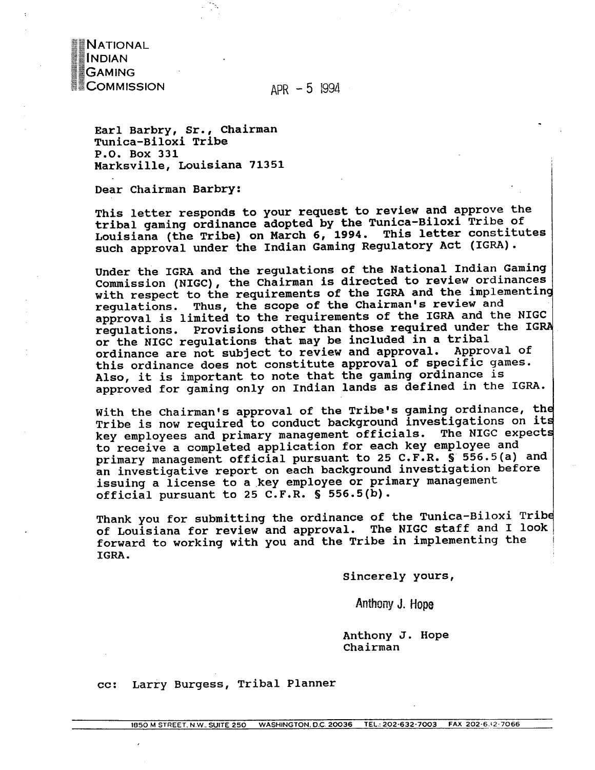NATIONAL
INDIAN
GAMING
COMMISSION

APR - 5 1994

Earl Barbry, Sr., Chairman
Tunica-Biloxi Tribe
P.O. Box 331
Marksville, Louisiana 71351

Dear Chairman Barbry:

This letter responds to your request to review and approve the tribal gaming ordinance adopted by the Tunica-Biloxi Tribe of Louisiana (the Tribe) on March 6, 1994. This letter constitutes such approval under the Indian Gaming Regulatory Act (IGRA).

Under the IGRA and the regulations of the National Indian Gaming Commission (NIGC), the Chairman is directed to review ordinances with respect to the requirements of the IGRA and the implementing regulations. Thus, the scope of the Chairman's review and approval is limited to the requirements of the IGRA and the NIGC regulations. Provisions other than those required under the IGRA or the NIGC regulations that may be included in a tribal ordinance are not subject to review and approval. Approval of this ordinance does not constitute approval of specific games. Also, it is important to note that the gaming ordinance is approved for gaming only on Indian lands as defined in the IGRA.

With the Chairman's approval of the Tribe's gaming ordinance, the Tribe is now required to conduct background investigations on its key employees and primary management officials. The NIGC expects to receive a completed application for each key employee and primary management official pursuant to 25 C.F.R. § 556.5(a) and an investigative report on each background investigation before issuing a license to a key employee or primary management official pursuant to 25 C.F.R. § 556.5(b).

Thank you for submitting the ordinance of the Tunica-Biloxi Tribe of Louisiana for review and approval. The NIGC staff and I look forward to working with you and the Tribe in implementing the IGRA.

Sincerely yours,

Anthony J. Hope

Anthony J. Hope
Chairman

cc: Larry Burgess, Tribal Planner

1850 M STREET, N.W., SUITE 250 WASHINGTON, D.C. 20036 TEL.: 202-632-7003 FAX 202-632-7066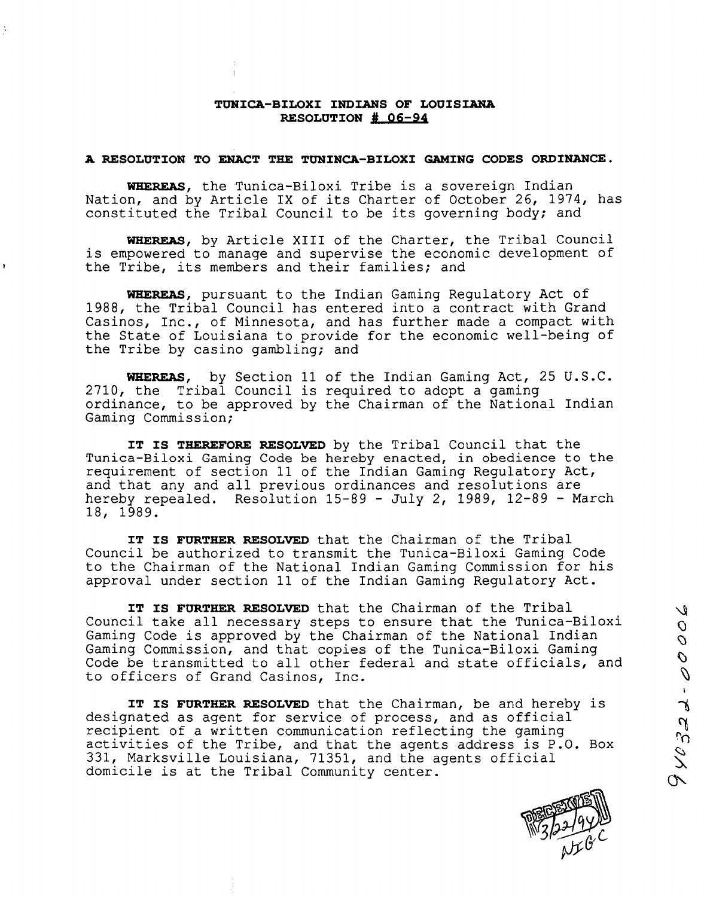**TUNICA-BILOXI INDIANS OF LOUISIANA**
**RESOLUTION # 06-94**

**A RESOLUTION TO ENACT THE TUNINCA-BILOXI GAMING CODES ORDINANCE.**

**WHEREAS,** the Tunica-Biloxi Tribe is a sovereign Indian Nation, and by Article IX of its Charter of October 26, 1974, has constituted the Tribal Council to be its governing body; and

**WHEREAS,** by Article XIII of the Charter, the Tribal Council is empowered to manage and supervise the economic development of the Tribe, its members and their families; and

**WHEREAS,** pursuant to the Indian Gaming Regulatory Act of 1988, the Tribal Council has entered into a contract with Grand Casinos, Inc., of Minnesota, and has further made a compact with the State of Louisiana to provide for the economic well-being of the Tribe by casino gambling; and

**WHEREAS,** by Section 11 of the Indian Gaming Act, 25 U.S.C. 2710, the Tribal Council is required to adopt a gaming ordinance, to be approved by the Chairman of the National Indian Gaming Commission;

**IT IS THEREFORE RESOLVED** by the Tribal Council that the Tunica-Biloxi Gaming Code be hereby enacted, in obedience to the requirement of section 11 of the Indian Gaming Regulatory Act, and that any and all previous ordinances and resolutions are hereby repealed. Resolution 15-89 - July 2, 1989, 12-89 - March 18, 1989.

**IT IS FURTHER RESOLVED** that the Chairman of the Tribal Council be authorized to transmit the Tunica-Biloxi Gaming Code to the Chairman of the National Indian Gaming Commission for his approval under section 11 of the Indian Gaming Regulatory Act.

**IT IS FURTHER RESOLVED** that the Chairman of the Tribal Council take all necessary steps to ensure that the Tunica-Biloxi Gaming Code is approved by the Chairman of the National Indian Gaming Commission, and that copies of the Tunica-Biloxi Gaming Code be transmitted to all other federal and state officials, and to officers of Grand Casinos, Inc.

**IT IS FURTHER RESOLVED** that the Chairman, be and hereby is designated as agent for service of process, and as official recipient of a written communication reflecting the gaming activities of the Tribe, and that the agents address is P.O. Box 331, Marksville Louisiana, 71351, and the agents official domicile is at the Tribal Community center.

940322-0006

RECEIVED 3/22/94 NIGC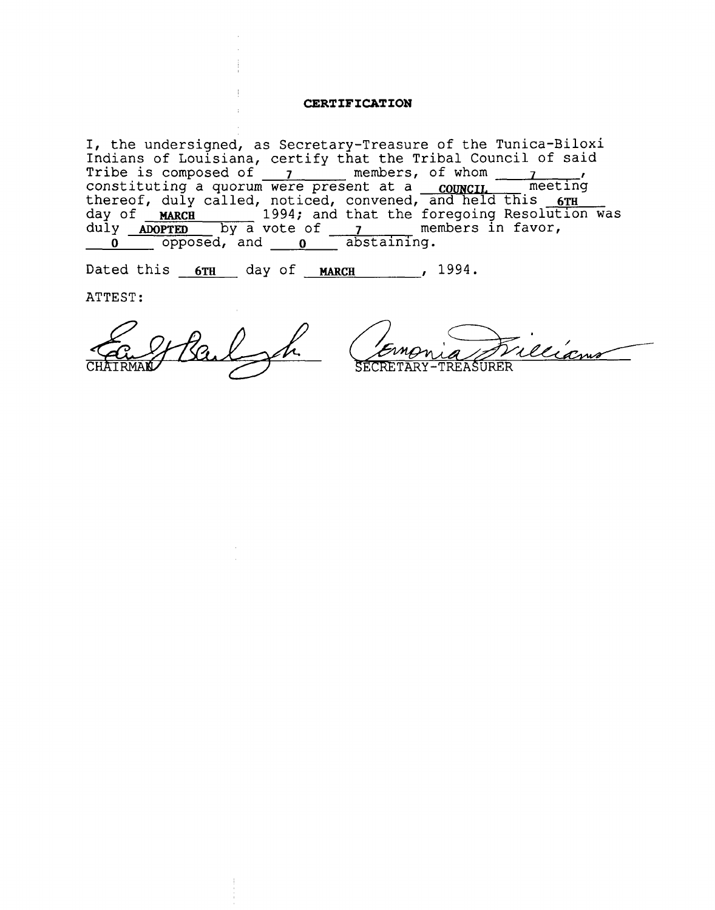**CERTIFICATION**

I, the undersigned, as Secretary-Treasure of the Tunica-Biloxi Indians of Louisiana, certify that the Tribal Council of said Tribe is composed of **7** members, of whom **7**, constituting a quorum were present at a **COUNCIL** meeting thereof, duly called, noticed, convened, and held this **6TH** day of **MARCH** 1994; and that the foregoing Resolution was duly **ADOPTED** by a vote of **7** members in favor, **0** opposed, and **0** abstaining.

Dated this **6TH** day of **MARCH**, 1994.

ATTEST:

CHAIRMAN

SECRETARY-TREASURER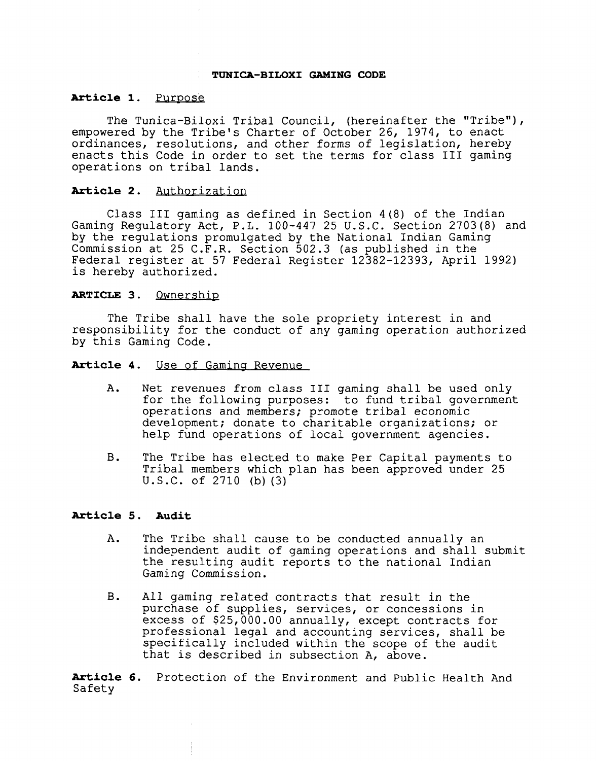# TUNICA-BILOXI GAMING CODE

**Article 1.** Purpose

The Tunica-Biloxi Tribal Council, (hereinafter the "Tribe"), empowered by the Tribe's Charter of October 26, 1974, to enact ordinances, resolutions, and other forms of legislation, hereby enacts this Code in order to set the terms for class III gaming operations on tribal lands.

**Article 2.** Authorization

Class III gaming as defined in Section 4(8) of the Indian Gaming Regulatory Act, P.L. 100-447 25 U.S.C. Section 2703(8) and by the regulations promulgated by the National Indian Gaming Commission at 25 C.F.R. Section 502.3 (as published in the Federal register at 57 Federal Register 12382-12393, April 1992) is hereby authorized.

**ARTICLE 3.** Ownership

The Tribe shall have the sole propriety interest in and responsibility for the conduct of any gaming operation authorized by this Gaming Code.

**Article 4.** Use of Gaming Revenue

A. Net revenues from class III gaming shall be used only for the following purposes: to fund tribal government operations and members; promote tribal economic development; donate to charitable organizations; or help fund operations of local government agencies.

B. The Tribe has elected to make Per Capital payments to Tribal members which plan has been approved under 25 U.S.C. of 2710 (b)(3)

**Article 5. Audit**

A. The Tribe shall cause to be conducted annually an independent audit of gaming operations and shall submit the resulting audit reports to the national Indian Gaming Commission.

B. All gaming related contracts that result in the purchase of supplies, services, or concessions in excess of $25,000.00 annually, except contracts for professional legal and accounting services, shall be specifically included within the scope of the audit that is described in subsection A, above.

**Article 6.** Protection of the Environment and Public Health And Safety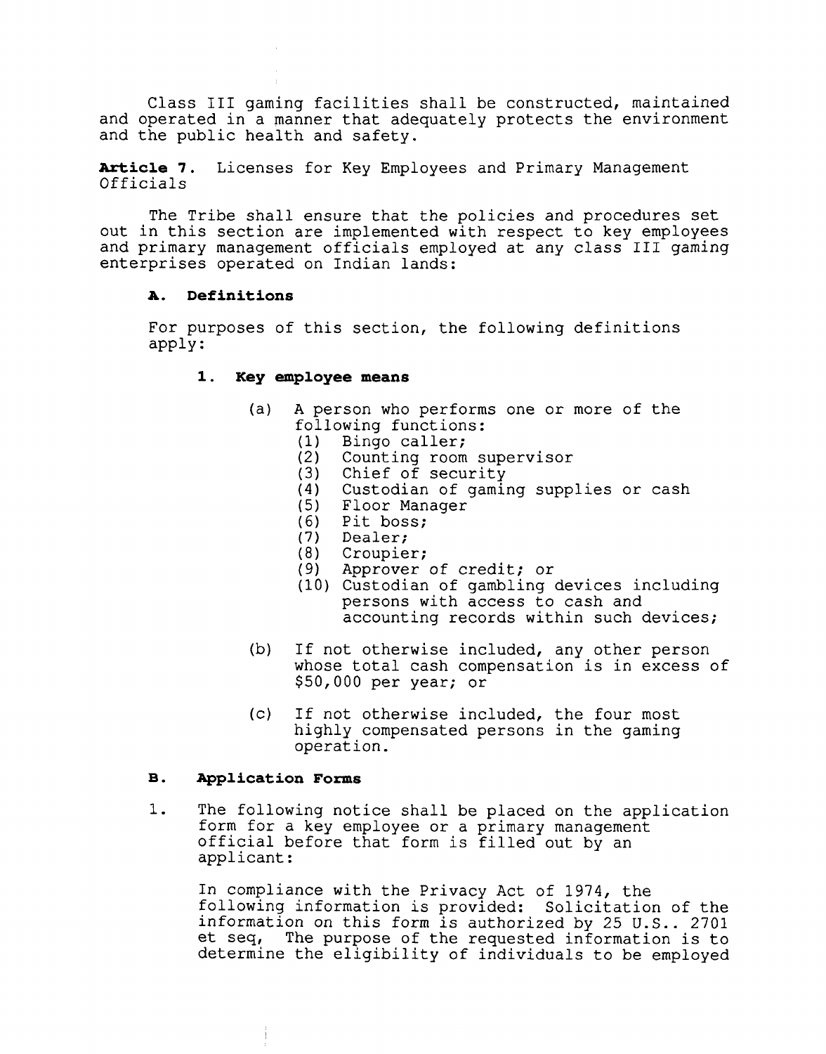Class III gaming facilities shall be constructed, maintained and operated in a manner that adequately protects the environment and the public health and safety.

**Article 7.** Licenses for Key Employees and Primary Management Officials

The Tribe shall ensure that the policies and procedures set out in this section are implemented with respect to key employees and primary management officials employed at any class III gaming enterprises operated on Indian lands:

**A. Definitions**

For purposes of this section, the following definitions apply:

**1. Key employee means**

(a) A person who performs one or more of the following functions:
   (1) Bingo caller;
   (2) Counting room supervisor
   (3) Chief of security
   (4) Custodian of gaming supplies or cash
   (5) Floor Manager
   (6) Pit boss;
   (7) Dealer;
   (8) Croupier;
   (9) Approver of credit; or
   (10) Custodian of gambling devices including persons with access to cash and accounting records within such devices;

(b) If not otherwise included, any other person whose total cash compensation is in excess of $50,000 per year; or

(c) If not otherwise included, the four most highly compensated persons in the gaming operation.

**B. Application Forms**

1. The following notice shall be placed on the application form for a key employee or a primary management official before that form is filled out by an applicant:

   In compliance with the Privacy Act of 1974, the following information is provided: Solicitation of the information on this form is authorized by 25 U.S.. 2701 et seq, The purpose of the requested information is to determine the eligibility of individuals to be employed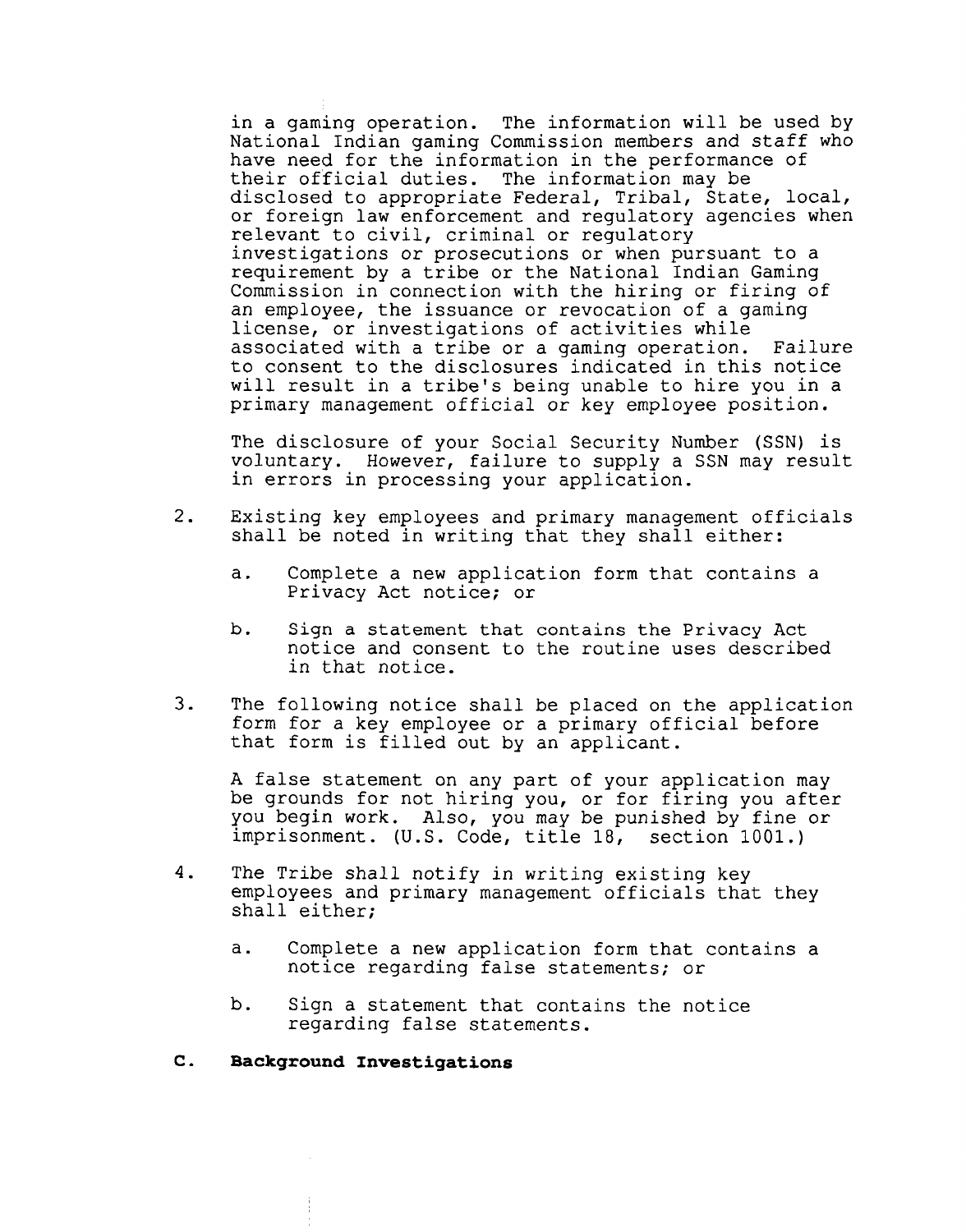in a gaming operation. The information will be used by National Indian gaming Commission members and staff who have need for the information in the performance of their official duties. The information may be disclosed to appropriate Federal, Tribal, State, local, or foreign law enforcement and regulatory agencies when relevant to civil, criminal or regulatory investigations or prosecutions or when pursuant to a requirement by a tribe or the National Indian Gaming Commission in connection with the hiring or firing of an employee, the issuance or revocation of a gaming license, or investigations of activities while associated with a tribe or a gaming operation. Failure to consent to the disclosures indicated in this notice will result in a tribe's being unable to hire you in a primary management official or key employee position.

The disclosure of your Social Security Number (SSN) is voluntary. However, failure to supply a SSN may result in errors in processing your application.

2. Existing key employees and primary management officials shall be noted in writing that they shall either:

   a. Complete a new application form that contains a Privacy Act notice; or

   b. Sign a statement that contains the Privacy Act notice and consent to the routine uses described in that notice.

3. The following notice shall be placed on the application form for a key employee or a primary official before that form is filled out by an applicant.

   A false statement on any part of your application may be grounds for not hiring you, or for firing you after you begin work. Also, you may be punished by fine or imprisonment. (U.S. Code, title 18, section 1001.)

4. The Tribe shall notify in writing existing key employees and primary management officials that they shall either;

   a. Complete a new application form that contains a notice regarding false statements; or

   b. Sign a statement that contains the notice regarding false statements.

**C. Background Investigations**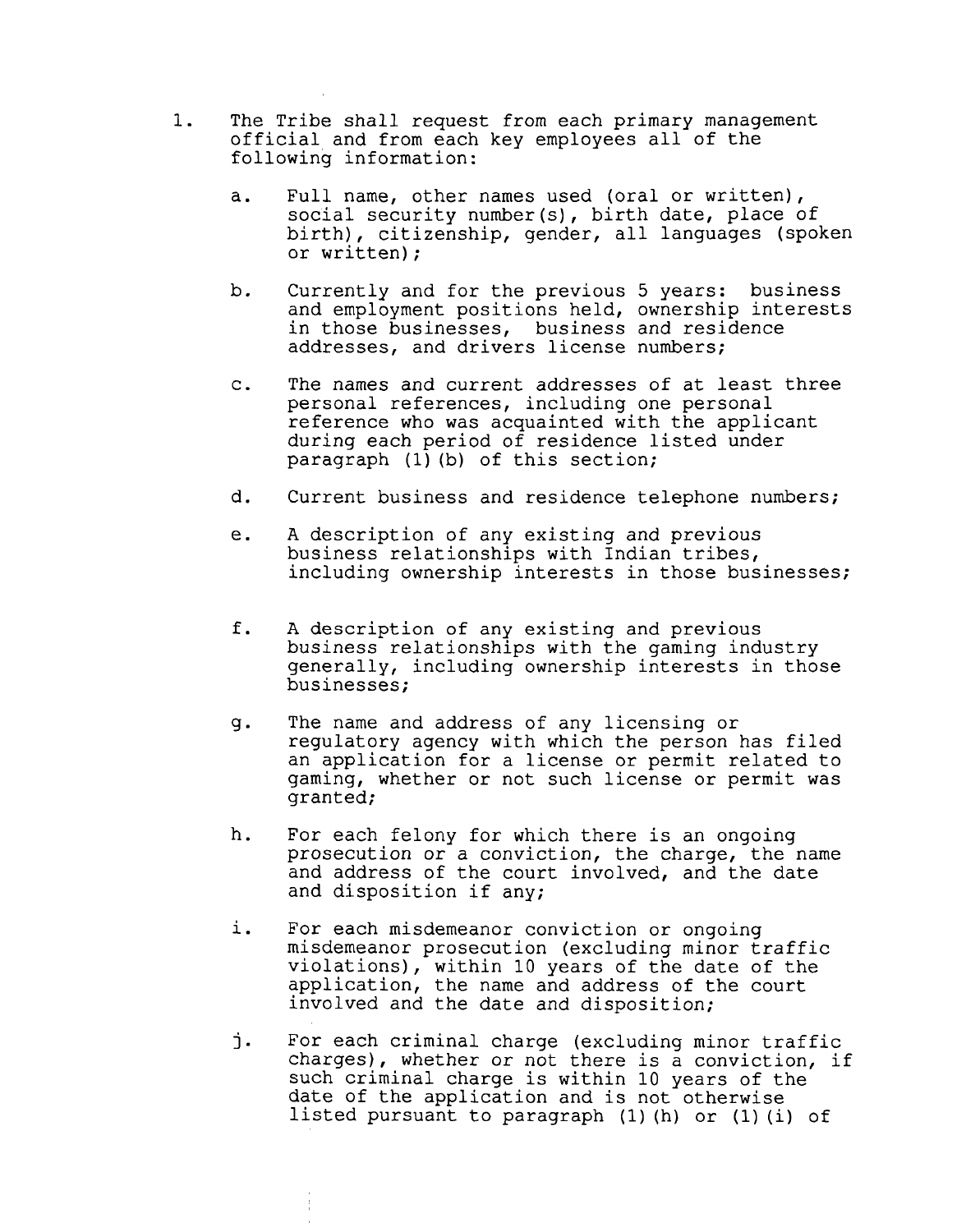1. The Tribe shall request from each primary management official and from each key employees all of the following information:

   a. Full name, other names used (oral or written), social security number(s), birth date, place of birth), citizenship, gender, all languages (spoken or written);

   b. Currently and for the previous 5 years: business and employment positions held, ownership interests in those businesses, business and residence addresses, and drivers license numbers;

   c. The names and current addresses of at least three personal references, including one personal reference who was acquainted with the applicant during each period of residence listed under paragraph (1)(b) of this section;

   d. Current business and residence telephone numbers;

   e. A description of any existing and previous business relationships with Indian tribes, including ownership interests in those businesses;

   f. A description of any existing and previous business relationships with the gaming industry generally, including ownership interests in those businesses;

   g. The name and address of any licensing or regulatory agency with which the person has filed an application for a license or permit related to gaming, whether or not such license or permit was granted;

   h. For each felony for which there is an ongoing prosecution or a conviction, the charge, the name and address of the court involved, and the date and disposition if any;

   i. For each misdemeanor conviction or ongoing misdemeanor prosecution (excluding minor traffic violations), within 10 years of the date of the application, the name and address of the court involved and the date and disposition;

   j. For each criminal charge (excluding minor traffic charges), whether or not there is a conviction, if such criminal charge is within 10 years of the date of the application and is not otherwise listed pursuant to paragraph (1)(h) or (1)(i) of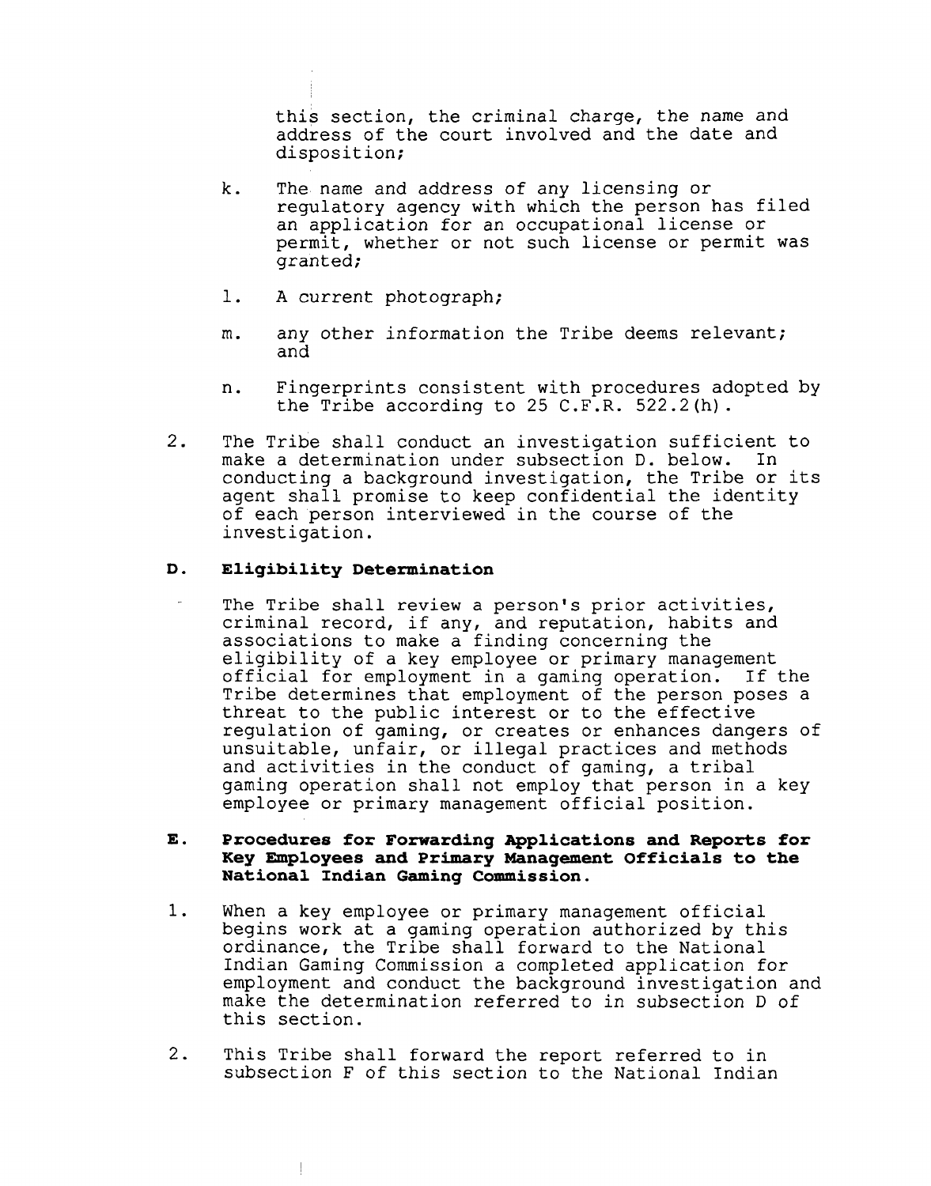this section, the criminal charge, the name and address of the court involved and the date and disposition;

k. The name and address of any licensing or regulatory agency with which the person has filed an application for an occupational license or permit, whether or not such license or permit was granted;

l. A current photograph;

m. any other information the Tribe deems relevant; and

n. Fingerprints consistent with procedures adopted by the Tribe according to 25 C.F.R. 522.2(h).

2. The Tribe shall conduct an investigation sufficient to make a determination under subsection D. below. In conducting a background investigation, the Tribe or its agent shall promise to keep confidential the identity of each person interviewed in the course of the investigation.

**D. Eligibility Determination**

The Tribe shall review a person's prior activities, criminal record, if any, and reputation, habits and associations to make a finding concerning the eligibility of a key employee or primary management official for employment in a gaming operation. If the Tribe determines that employment of the person poses a threat to the public interest or to the effective regulation of gaming, or creates or enhances dangers of unsuitable, unfair, or illegal practices and methods and activities in the conduct of gaming, a tribal gaming operation shall not employ that person in a key employee or primary management official position.

**E. Procedures for Forwarding Applications and Reports for Key Employees and Primary Management Officials to the National Indian Gaming Commission.**

1. When a key employee or primary management official begins work at a gaming operation authorized by this ordinance, the Tribe shall forward to the National Indian Gaming Commission a completed application for employment and conduct the background investigation and make the determination referred to in subsection D of this section.

2. This Tribe shall forward the report referred to in subsection F of this section to the National Indian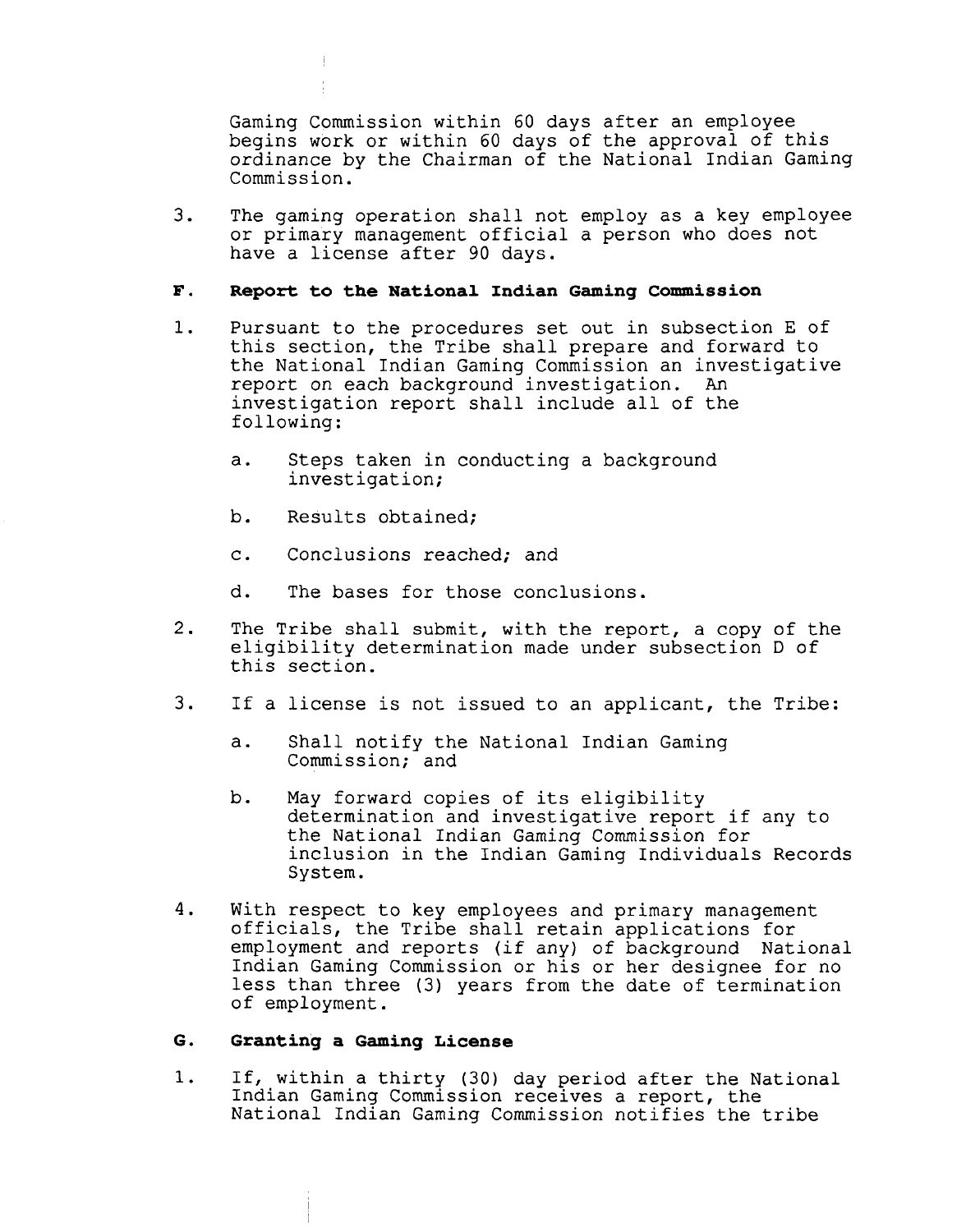Gaming Commission within 60 days after an employee begins work or within 60 days of the approval of this ordinance by the Chairman of the National Indian Gaming Commission.

3. The gaming operation shall not employ as a key employee or primary management official a person who does not have a license after 90 days.

**F. Report to the National Indian Gaming Commission**

1. Pursuant to the procedures set out in subsection E of this section, the Tribe shall prepare and forward to the National Indian Gaming Commission an investigative report on each background investigation. An investigation report shall include all of the following:

   a. Steps taken in conducting a background investigation;

   b. Results obtained;

   c. Conclusions reached; and

   d. The bases for those conclusions.

2. The Tribe shall submit, with the report, a copy of the eligibility determination made under subsection D of this section.

3. If a license is not issued to an applicant, the Tribe:

   a. Shall notify the National Indian Gaming Commission; and

   b. May forward copies of its eligibility determination and investigative report if any to the National Indian Gaming Commission for inclusion in the Indian Gaming Individuals Records System.

4. With respect to key employees and primary management officials, the Tribe shall retain applications for employment and reports (if any) of background National Indian Gaming Commission or his or her designee for no less than three (3) years from the date of termination of employment.

**G. Granting a Gaming License**

1. If, within a thirty (30) day period after the National Indian Gaming Commission receives a report, the National Indian Gaming Commission notifies the tribe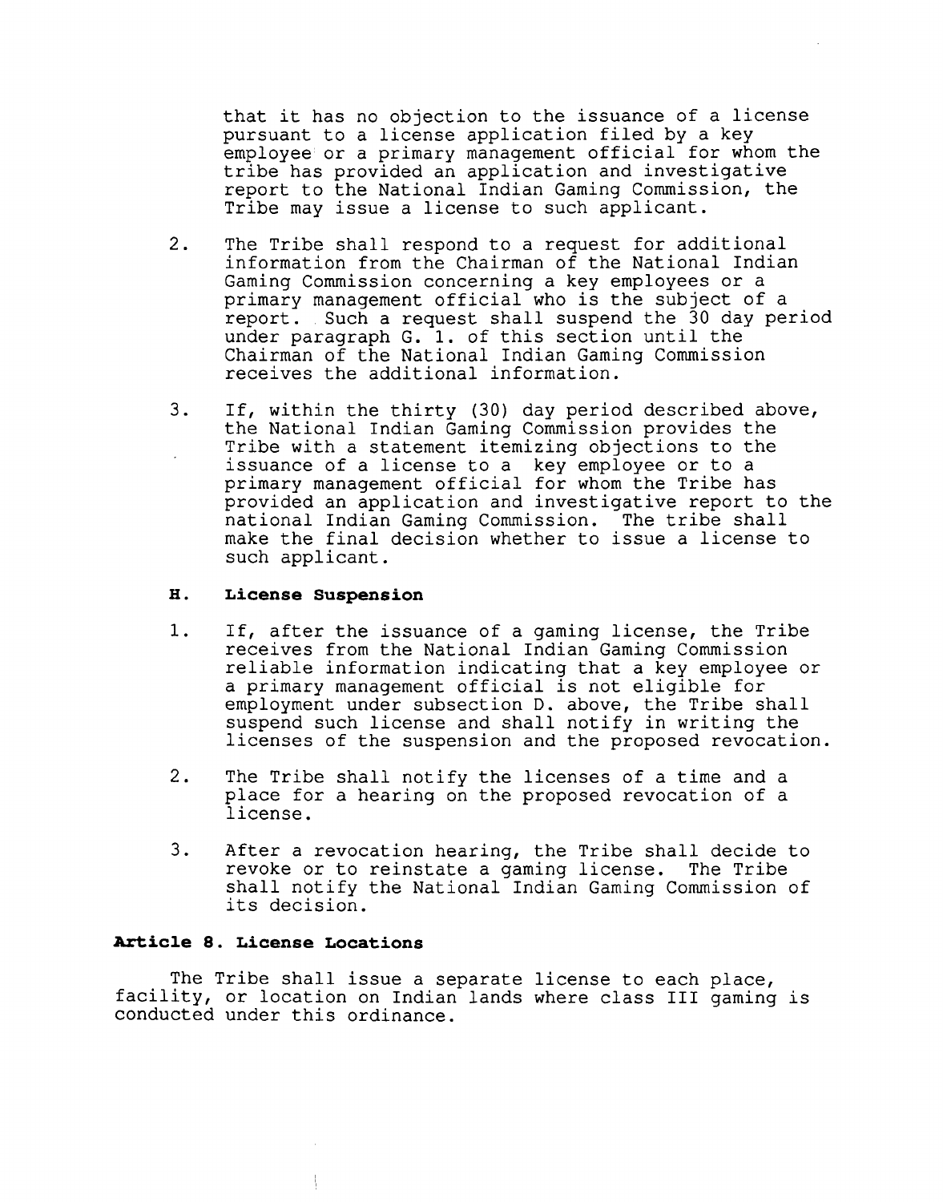that it has no objection to the issuance of a license pursuant to a license application filed by a key employee or a primary management official for whom the tribe has provided an application and investigative report to the National Indian Gaming Commission, the Tribe may issue a license to such applicant.

2. The Tribe shall respond to a request for additional information from the Chairman of the National Indian Gaming Commission concerning a key employees or a primary management official who is the subject of a report. Such a request shall suspend the 30 day period under paragraph G. 1. of this section until the Chairman of the National Indian Gaming Commission receives the additional information.

3. If, within the thirty (30) day period described above, the National Indian Gaming Commission provides the Tribe with a statement itemizing objections to the issuance of a license to a key employee or to a primary management official for whom the Tribe has provided an application and investigative report to the national Indian Gaming Commission. The tribe shall make the final decision whether to issue a license to such applicant.

### H. License Suspension

1. If, after the issuance of a gaming license, the Tribe receives from the National Indian Gaming Commission reliable information indicating that a key employee or a primary management official is not eligible for employment under subsection D. above, the Tribe shall suspend such license and shall notify in writing the licenses of the suspension and the proposed revocation.

2. The Tribe shall notify the licenses of a time and a place for a hearing on the proposed revocation of a license.

3. After a revocation hearing, the Tribe shall decide to revoke or to reinstate a gaming license. The Tribe shall notify the National Indian Gaming Commission of its decision.

## Article 8. License Locations

The Tribe shall issue a separate license to each place, facility, or location on Indian lands where class III gaming is conducted under this ordinance.